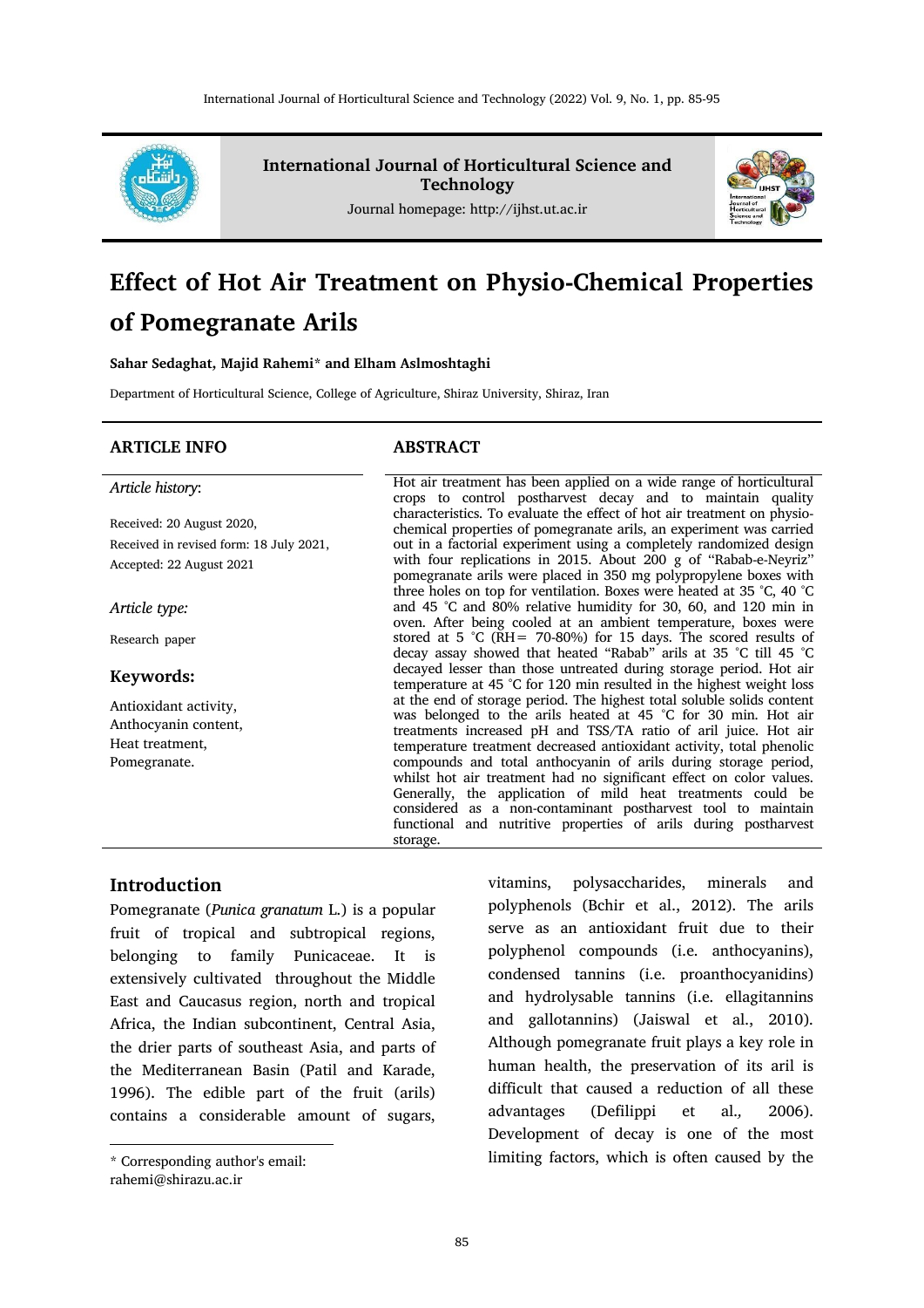International Journal of Horticultural Science and Technology

Journal homepage: http://ijhst.ut.ac.ir

# Effect of Hot Air Treatment on Physio-Chemical Properties of Pomegranate Arils

**Sahar Sedaghat, Majid Rahemi* and Elham Aslmoshtaghi**

Department of Horticultural Science, College of Agriculture, Shiraz University, Shiraz, Iran

## ARTICLE INFO

*Article history*:

Received: 20 August 2020,

Received in revised form: 18 July 2021,

Accepted: 22 August 2021

*Article type:*

Research paper

**Keywords:**

Antioxidant activity,
Anthocyanin content,
Heat treatment,
Pomegranate.

## ABSTRACT

Hot air treatment has been applied on a wide range of horticultural crops to control postharvest decay and to maintain quality characteristics. To evaluate the effect of hot air treatment on physio-chemical properties of pomegranate arils, an experiment was carried out in a factorial experiment using a completely randomized design with four replications in 2015. About 200 g of "Rabab-e-Neyriz" pomegranate arils were placed in 350 mg polypropylene boxes with three holes on top for ventilation. Boxes were heated at 35 °C, 40 °C and 45 °C and 80% relative humidity for 30, 60, and 120 min in oven. After being cooled at an ambient temperature, boxes were stored at 5 °C (RH= 70-80%) for 15 days. The scored results of decay assay showed that heated "Rabab" arils at 35 °C till 45 °C decayed lesser than those untreated during storage period. Hot air temperature at 45 °C for 120 min resulted in the highest weight loss at the end of storage period. The highest total soluble solids content was belonged to the arils heated at 45 °C for 30 min. Hot air treatments increased pH and TSS/TA ratio of aril juice. Hot air temperature treatment decreased antioxidant activity, total phenolic compounds and total anthocyanin of arils during storage period, whilst hot air treatment had no significant effect on color values. Generally, the application of mild heat treatments could be considered as a non-contaminant postharvest tool to maintain functional and nutritive properties of arils during postharvest storage.

## Introduction

Pomegranate (*Punica granatum* L.) is a popular fruit of tropical and subtropical regions, belonging to family Punicaceae. It is extensively cultivated throughout the Middle East and Caucasus region, north and tropical Africa, the Indian subcontinent, Central Asia, the drier parts of southeast Asia, and parts of the Mediterranean Basin (Patil and Karade, 1996). The edible part of the fruit (arils) contains a considerable amount of sugars, vitamins, polysaccharides, minerals and polyphenols (Bchir et al., 2012). The arils serve as an antioxidant fruit due to their polyphenol compounds (i.e. anthocyanins), condensed tannins (i.e. proanthocyanidins) and hydrolysable tannins (i.e. ellagitannins and gallotannins) (Jaiswal et al., 2010). Although pomegranate fruit plays a key role in human health, the preservation of its aril is difficult that caused a reduction of all these advantages (Defilippi et al., 2006). Development of decay is one of the most limiting factors, which is often caused by the

* Corresponding author's email: rahemi@shirazu.ac.ir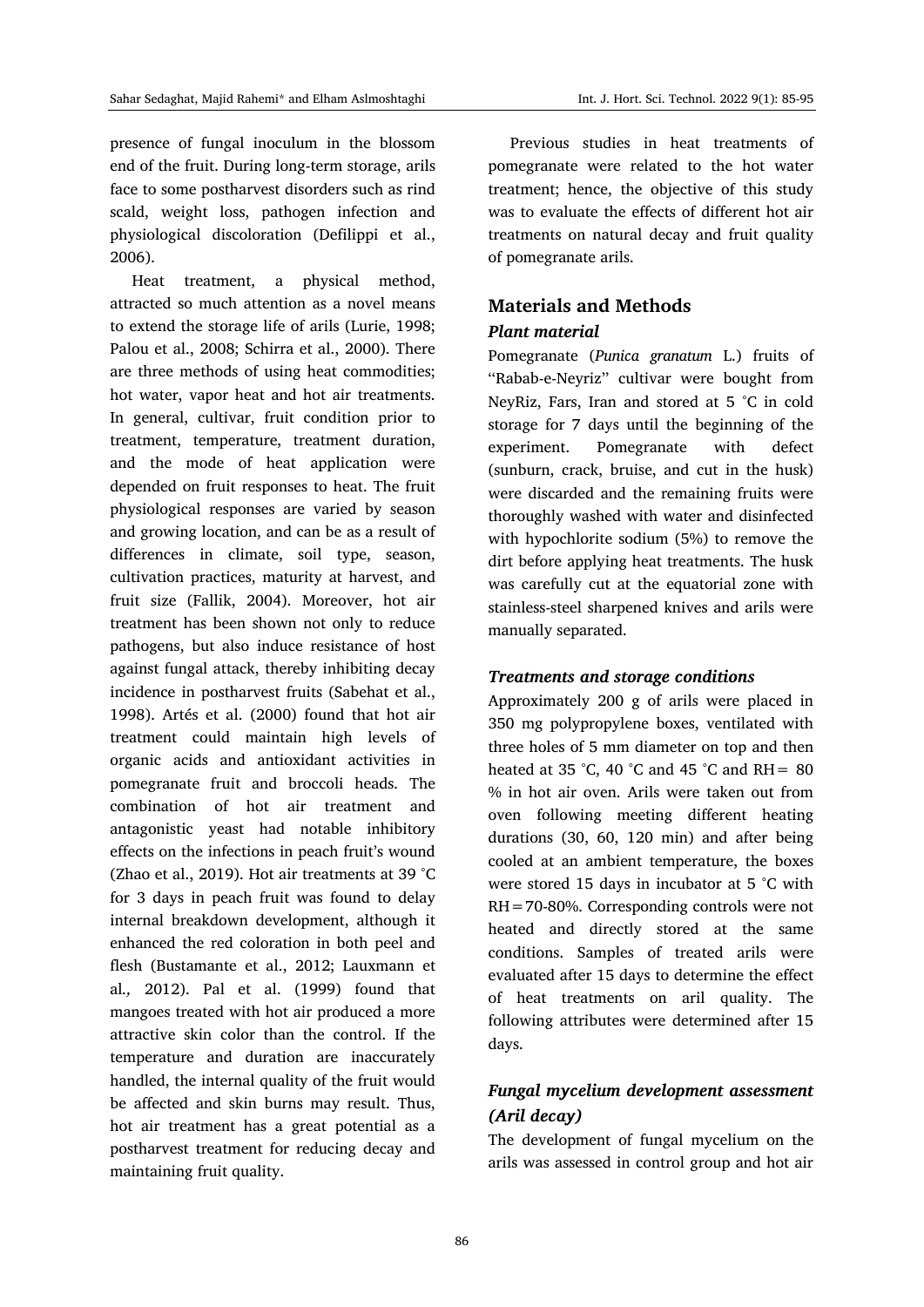presence of fungal inoculum in the blossom end of the fruit. During long-term storage, arils face to some postharvest disorders such as rind scald, weight loss, pathogen infection and physiological discoloration (Defilippi et al., 2006).

Heat treatment, a physical method, attracted so much attention as a novel means to extend the storage life of arils (Lurie, 1998; Palou et al., 2008; Schirra et al., 2000). There are three methods of using heat commodities; hot water, vapor heat and hot air treatments. In general, cultivar, fruit condition prior to treatment, temperature, treatment duration, and the mode of heat application were depended on fruit responses to heat. The fruit physiological responses are varied by season and growing location, and can be as a result of differences in climate, soil type, season, cultivation practices, maturity at harvest, and fruit size (Fallik, 2004). Moreover, hot air treatment has been shown not only to reduce pathogens, but also induce resistance of host against fungal attack, thereby inhibiting decay incidence in postharvest fruits (Sabehat et al., 1998). Artés et al. (2000) found that hot air treatment could maintain high levels of organic acids and antioxidant activities in pomegranate fruit and broccoli heads. The combination of hot air treatment and antagonistic yeast had notable inhibitory effects on the infections in peach fruit's wound (Zhao et al., 2019). Hot air treatments at 39 ˚C for 3 days in peach fruit was found to delay internal breakdown development, although it enhanced the red coloration in both peel and flesh (Bustamante et al., 2012; Lauxmann et al*.,* 2012). Pal et al. (1999) found that mangoes treated with hot air produced a more attractive skin color than the control. If the temperature and duration are inaccurately handled, the internal quality of the fruit would be affected and skin burns may result. Thus, hot air treatment has a great potential as a postharvest treatment for reducing decay and maintaining fruit quality.

Previous studies in heat treatments of pomegranate were related to the hot water treatment; hence, the objective of this study was to evaluate the effects of different hot air treatments on natural decay and fruit quality of pomegranate arils.

## Materials and Methods

### *Plant material*

Pomegranate (*Punica granatum* L.) fruits of "Rabab-e-Neyriz" cultivar were bought from NeyRiz, Fars, Iran and stored at 5 ˚C in cold storage for 7 days until the beginning of the experiment. Pomegranate with defect (sunburn, crack, bruise, and cut in the husk) were discarded and the remaining fruits were thoroughly washed with water and disinfected with hypochlorite sodium (5%) to remove the dirt before applying heat treatments. The husk was carefully cut at the equatorial zone with stainless-steel sharpened knives and arils were manually separated.

### *Treatments and storage conditions*

Approximately 200 g of arils were placed in 350 mg polypropylene boxes, ventilated with three holes of 5 mm diameter on top and then heated at 35 ˚C, 40 ˚C and 45 ˚C and RH= 80 % in hot air oven. Arils were taken out from oven following meeting different heating durations (30, 60, 120 min) and after being cooled at an ambient temperature, the boxes were stored 15 days in incubator at 5 ˚C with RH=70-80%. Corresponding controls were not heated and directly stored at the same conditions. Samples of treated arils were evaluated after 15 days to determine the effect of heat treatments on aril quality. The following attributes were determined after 15 days.

### *Fungal mycelium development assessment (Aril decay)*

The development of fungal mycelium on the arils was assessed in control group and hot air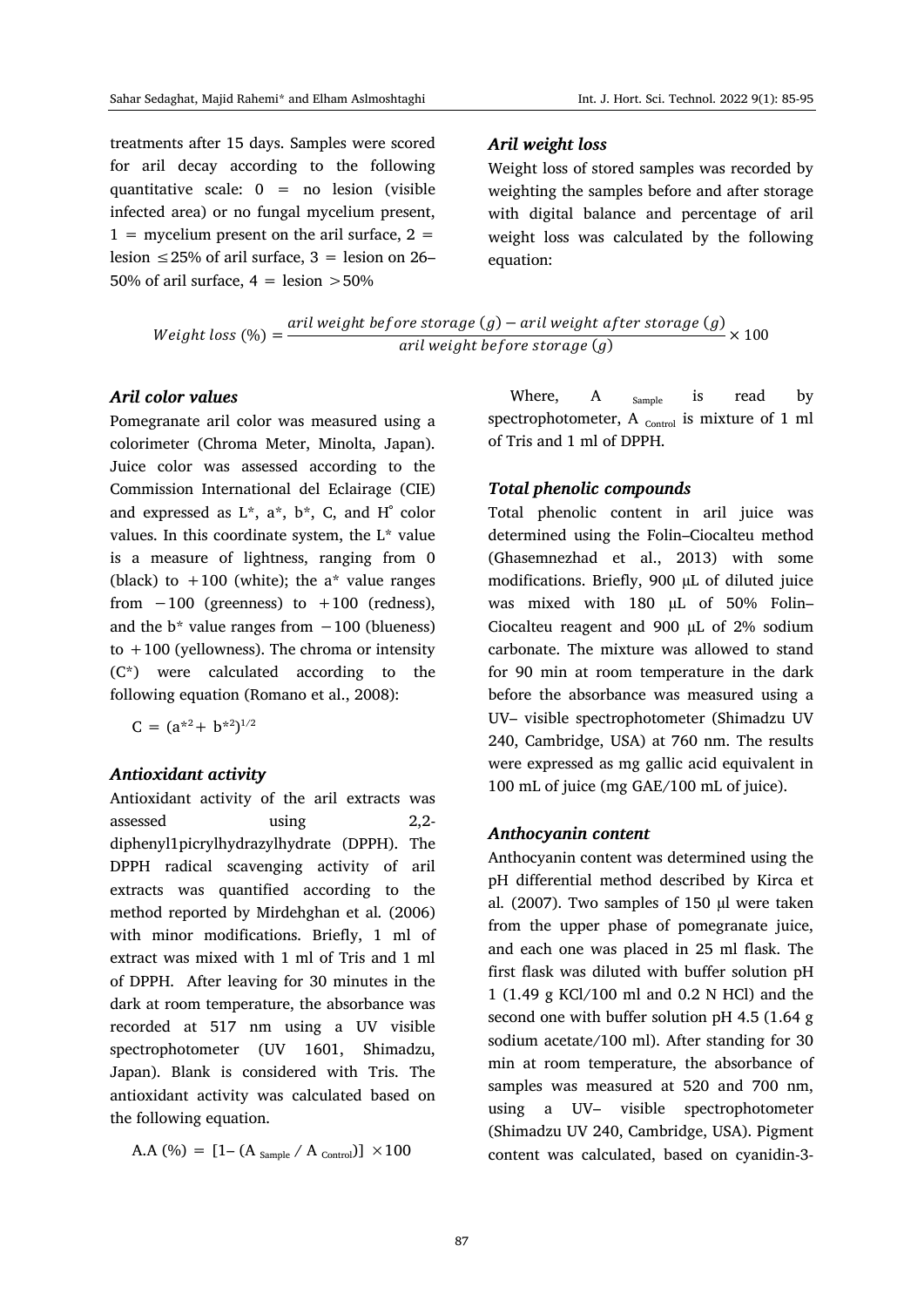treatments after 15 days. Samples were scored for aril decay according to the following quantitative scale: 0 = no lesion (visible infected area) or no fungal mycelium present, 1 = mycelium present on the aril surface, 2 = lesion ≤25% of aril surface, 3 = lesion on 26–50% of aril surface, 4 = lesion >50%

### *Aril weight loss*

Weight loss of stored samples was recorded by weighting the samples before and after storage with digital balance and percentage of aril weight loss was calculated by the following equation:

$$Weight\ loss\ (\%) = \frac{aril\ weight\ before\ storage\ (g) - aril\ weight\ after\ storage\ (g)}{aril\ weight\ before\ storage\ (g)} \times 100$$

### *Aril color values*

Pomegranate aril color was measured using a colorimeter (Chroma Meter, Minolta, Japan). Juice color was assessed according to the Commission International del Eclairage (CIE) and expressed as L*, a*, b*, C, and H° color values. In this coordinate system, the L* value is a measure of lightness, ranging from 0 (black) to +100 (white); the a* value ranges from −100 (greenness) to +100 (redness), and the b* value ranges from −100 (blueness) to +100 (yellowness). The chroma or intensity (C*) were calculated according to the following equation (Romano et al., 2008):

$$C = (a^{*2} + b^{*2})^{1/2}$$

### *Antioxidant activity*

Antioxidant activity of the aril extracts was assessed using 2,2-diphenyl1picrylhydrazylhydrate (DPPH). The DPPH radical scavenging activity of aril extracts was quantified according to the method reported by Mirdehghan et al. (2006) with minor modifications. Briefly, 1 ml of extract was mixed with 1 ml of Tris and 1 ml of DPPH. After leaving for 30 minutes in the dark at room temperature, the absorbance was recorded at 517 nm using a UV visible spectrophotometer (UV 1601, Shimadzu, Japan). Blank is considered with Tris. The antioxidant activity was calculated based on the following equation.

$$A.A\ (\%) = [1 - (A_{Sample} / A_{Control})] \times 100$$

Where, $A_{Sample}$ is read by spectrophotometer, $A_{Control}$ is mixture of 1 ml of Tris and 1 ml of DPPH.

### *Total phenolic compounds*

Total phenolic content in aril juice was determined using the Folin–Ciocalteu method (Ghasemnezhad et al., 2013) with some modifications. Briefly, 900 μL of diluted juice was mixed with 180 μL of 50% Folin–Ciocalteu reagent and 900 μL of 2% sodium carbonate. The mixture was allowed to stand for 90 min at room temperature in the dark before the absorbance was measured using a UV– visible spectrophotometer (Shimadzu UV 240, Cambridge, USA) at 760 nm. The results were expressed as mg gallic acid equivalent in 100 mL of juice (mg GAE/100 mL of juice).

### *Anthocyanin content*

Anthocyanin content was determined using the pH differential method described by Kirca et al. (2007). Two samples of 150 μl were taken from the upper phase of pomegranate juice, and each one was placed in 25 ml flask. The first flask was diluted with buffer solution pH 1 (1.49 g KCl/100 ml and 0.2 N HCl) and the second one with buffer solution pH 4.5 (1.64 g sodium acetate/100 ml). After standing for 30 min at room temperature, the absorbance of samples was measured at 520 and 700 nm, using a UV– visible spectrophotometer (Shimadzu UV 240, Cambridge, USA). Pigment content was calculated, based on cyanidin-3-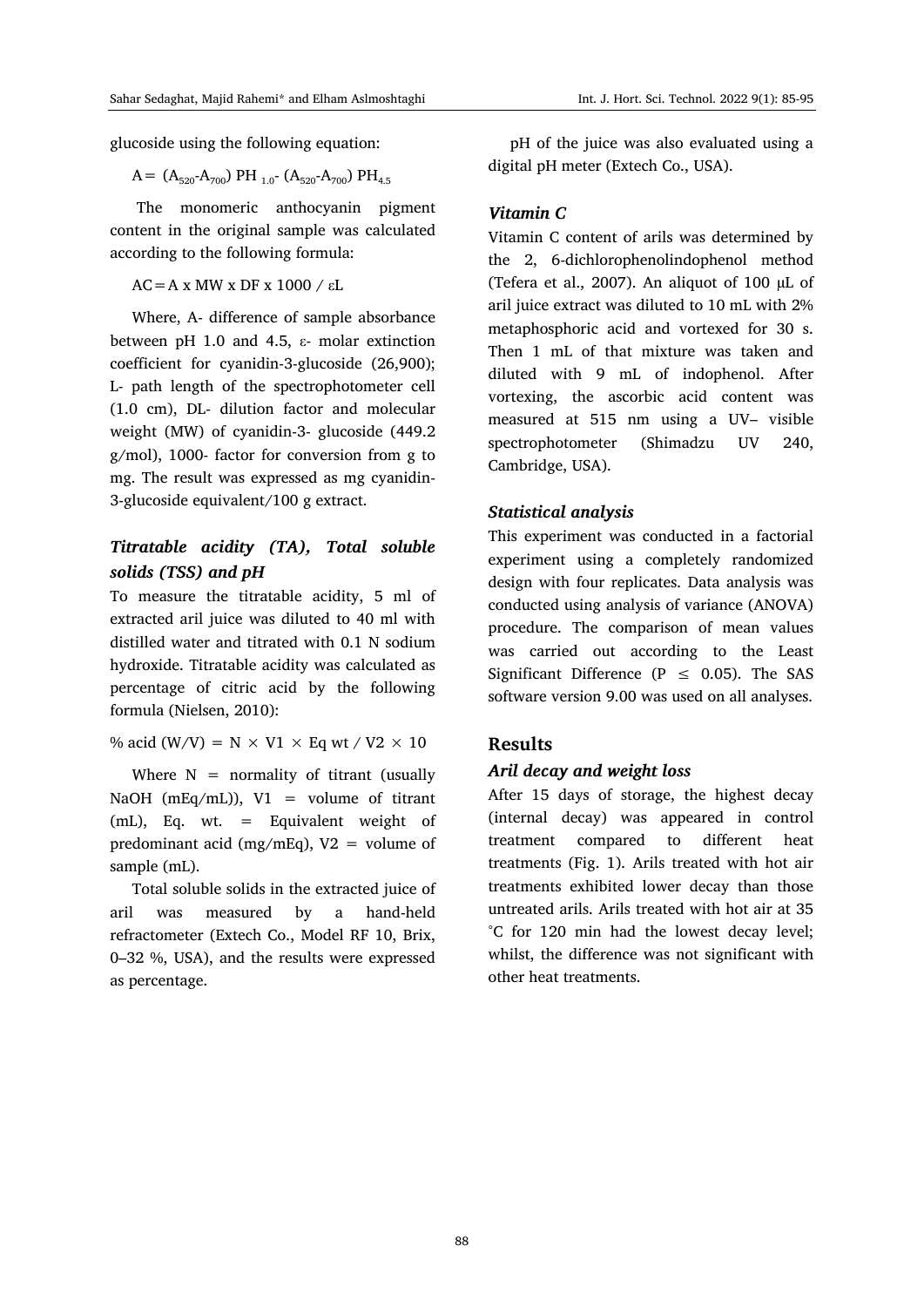glucoside using the following equation:

$$A = (A_{520}\text{-}A_{700})\ PH_{1.0}\text{-}\ (A_{520}\text{-}A_{700})\ PH_{4.5}$$

The monomeric anthocyanin pigment content in the original sample was calculated according to the following formula:

$$AC = A \times MW \times DF \times 1000 / \varepsilon L$$

Where, A- difference of sample absorbance between pH 1.0 and 4.5, ε- molar extinction coefficient for cyanidin-3-glucoside (26,900); L- path length of the spectrophotometer cell (1.0 cm), DL- dilution factor and molecular weight (MW) of cyanidin-3- glucoside (449.2 g/mol), 1000- factor for conversion from g to mg. The result was expressed as mg cyanidin-3-glucoside equivalent/100 g extract.

### Titratable acidity (TA), Total soluble solids (TSS) and pH

To measure the titratable acidity, 5 ml of extracted aril juice was diluted to 40 ml with distilled water and titrated with 0.1 N sodium hydroxide. Titratable acidity was calculated as percentage of citric acid by the following formula (Nielsen, 2010):

$$\%\ \text{acid (W/V)} = N \times V1 \times \text{Eq wt} / V2 \times 10$$

Where N = normality of titrant (usually NaOH (mEq/mL)), V1 = volume of titrant (mL), Eq. wt. = Equivalent weight of predominant acid (mg/mEq), V2 = volume of sample (mL).

Total soluble solids in the extracted juice of aril was measured by a hand-held refractometer (Extech Co., Model RF 10, Brix, 0–32 %, USA), and the results were expressed as percentage.

pH of the juice was also evaluated using a digital pH meter (Extech Co., USA).

### Vitamin C

Vitamin C content of arils was determined by the 2, 6-dichlorophenolindophenol method (Tefera et al., 2007). An aliquot of 100 μL of aril juice extract was diluted to 10 mL with 2% metaphosphoric acid and vortexed for 30 s. Then 1 mL of that mixture was taken and diluted with 9 mL of indophenol. After vortexing, the ascorbic acid content was measured at 515 nm using a UV– visible spectrophotometer (Shimadzu UV 240, Cambridge, USA).

### Statistical analysis

This experiment was conducted in a factorial experiment using a completely randomized design with four replicates. Data analysis was conducted using analysis of variance (ANOVA) procedure. The comparison of mean values was carried out according to the Least Significant Difference ($P \leq 0.05$). The SAS software version 9.00 was used on all analyses.

## Results

### Aril decay and weight loss

After 15 days of storage, the highest decay (internal decay) was appeared in control treatment compared to different heat treatments (Fig. 1). Arils treated with hot air treatments exhibited lower decay than those untreated arils. Arils treated with hot air at 35 °C for 120 min had the lowest decay level; whilst, the difference was not significant with other heat treatments.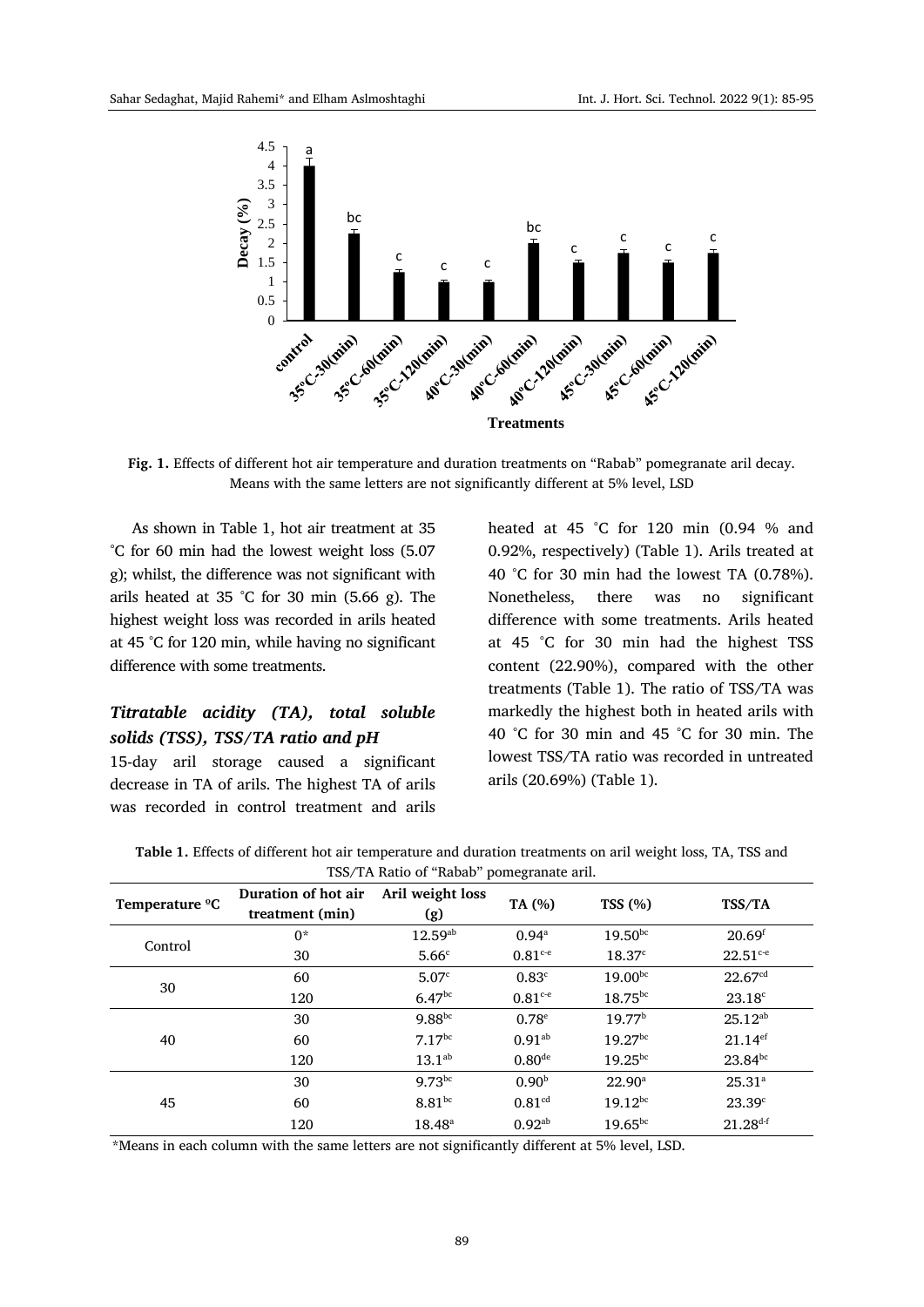**Fig. 1.** Effects of different hot air temperature and duration treatments on "Rabab" pomegranate aril decay. Means with the same letters are not significantly different at 5% level, LSD

As shown in Table 1, hot air treatment at 35 ˚C for 60 min had the lowest weight loss (5.07 g); whilst, the difference was not significant with arils heated at 35 ˚C for 30 min (5.66 g). The highest weight loss was recorded in arils heated at 45 ˚C for 120 min, while having no significant difference with some treatments.

### *Titratable acidity (TA), total soluble solids (TSS), TSS/TA ratio and pH*

15-day aril storage caused a significant decrease in TA of arils. The highest TA of arils was recorded in control treatment and arils heated at 45 ˚C for 120 min (0.94 % and 0.92%, respectively) (Table 1). Arils treated at 40 ˚C for 30 min had the lowest TA (0.78%). Nonetheless, there was no significant difference with some treatments. Arils heated at 45 ˚C for 30 min had the highest TSS content (22.90%), compared with the other treatments (Table 1). The ratio of TSS/TA was markedly the highest both in heated arils with 40 ˚C for 30 min and 45 ˚C for 30 min. The lowest TSS/TA ratio was recorded in untreated arils (20.69%) (Table 1).

**Table 1.** Effects of different hot air temperature and duration treatments on aril weight loss, TA, TSS and TSS/TA Ratio of "Rabab" pomegranate aril.

| Temperature ºC | Duration of hot air treatment (min) | Aril weight loss (g) | TA (%) | TSS (%) | TSS/TA |
|---|---|---|---|---|---|
| Control | 0* | 12.59[ab] | 0.94[a] | 19.50[bc] | 20.69[f] |
| 30 | 30 | 5.66[c] | 0.81[c-e] | 18.37[c] | 22.51[c-e] |
| | 60 | 5.07[c] | 0.83[c] | 19.00[bc] | 22.67[cd] |
| | 120 | 6.47[bc] | 0.81[c-e] | 18.75[bc] | 23.18[c] |
| 40 | 30 | 9.88[bc] | 0.78[e] | 19.77[b] | 25.12[ab] |
| | 60 | 7.17[bc] | 0.91[ab] | 19.27[bc] | 21.14[ef] |
| | 120 | 13.1[ab] | 0.80[de] | 19.25[bc] | 23.84[bc] |
| 45 | 30 | 9.73[bc] | 0.90[b] | 22.90[a] | 25.31[a] |
| | 60 | 8.81[bc] | 0.81[cd] | 19.12[bc] | 23.39[c] |
| | 120 | 18.48[a] | 0.92[ab] | 19.65[bc] | 21.28[d-f] |

*Means in each column with the same letters are not significantly different at 5% level, LSD.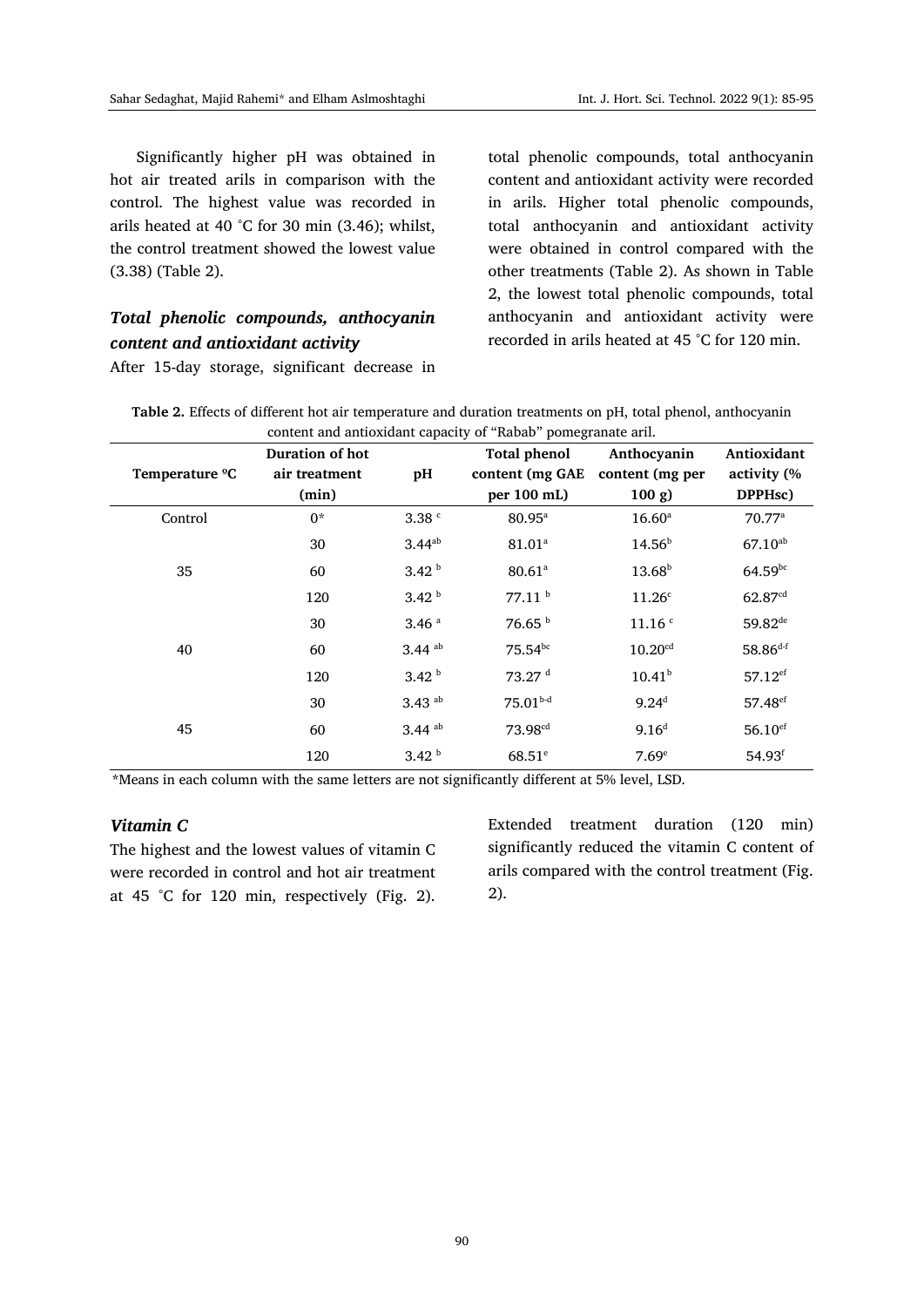Significantly higher pH was obtained in hot air treated arils in comparison with the control. The highest value was recorded in arils heated at 40 ˚C for 30 min (3.46); whilst, the control treatment showed the lowest value (3.38) (Table 2).

### *Total phenolic compounds, anthocyanin content and antioxidant activity*

After 15-day storage, significant decrease in total phenolic compounds, total anthocyanin content and antioxidant activity were recorded in arils. Higher total phenolic compounds, total anthocyanin and antioxidant activity were obtained in control compared with the other treatments (Table 2). As shown in Table 2, the lowest total phenolic compounds, total anthocyanin and antioxidant activity were recorded in arils heated at 45 ˚C for 120 min.

**Table 2.** Effects of different hot air temperature and duration treatments on pH, total phenol, anthocyanin content and antioxidant capacity of "Rabab" pomegranate aril.

| Temperature ºC | Duration of hot air treatment (min) | pH | Total phenol content (mg GAE per 100 mL) | Anthocyanin content (mg per 100 g) | Antioxidant activity (% DPPHsc) |
|---|---|---|---|---|---|
| Control | 0* | 3.38 [c] | 80.95[a] | 16.60[a] | 70.77[a] |
| 35 | 30 | 3.44[ab] | 81.01[a] | 14.56[b] | 67.10[ab] |
| | 60 | 3.42 [b] | 80.61[a] | 13.68[b] | 64.59[bc] |
| | 120 | 3.42 [b] | 77.11 [b] | 11.26[c] | 62.87[cd] |
| 40 | 30 | 3.46 [a] | 76.65 [b] | 11.16 [c] | 59.82[de] |
| | 60 | 3.44 [ab] | 75.54[bc] | 10.20[cd] | 58.86[d-f] |
| | 120 | 3.42 [b] | 73.27 [d] | 10.41[b] | 57.12[ef] |
| 45 | 30 | 3.43 [ab] | 75.01[b-d] | 9.24[d] | 57.48[ef] |
| | 60 | 3.44 [ab] | 73.98[cd] | 9.16[d] | 56.10[ef] |
| | 120 | 3.42 [b] | 68.51[e] | 7.69[e] | 54.93[f] |

*Means in each column with the same letters are not significantly different at 5% level, LSD.

### *Vitamin C*

The highest and the lowest values of vitamin C were recorded in control and hot air treatment at 45 ˚C for 120 min, respectively (Fig. 2). Extended treatment duration (120 min) significantly reduced the vitamin C content of arils compared with the control treatment (Fig. 2).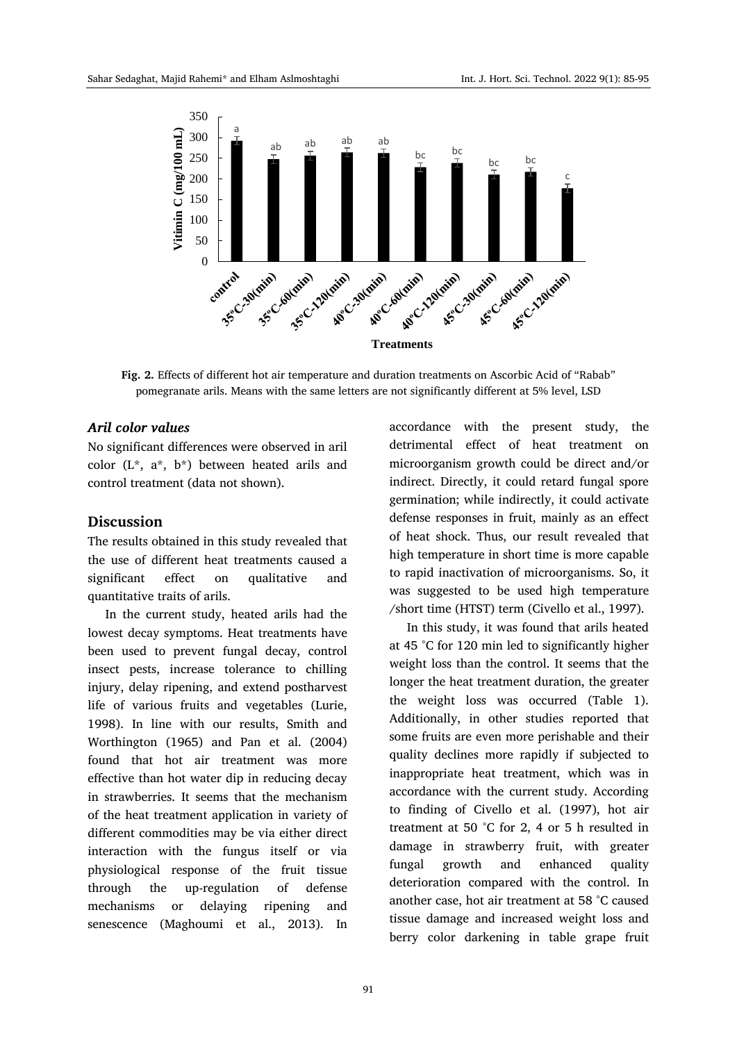**Fig. 2.** Effects of different hot air temperature and duration treatments on Ascorbic Acid of "Rabab" pomegranate arils. Means with the same letters are not significantly different at 5% level, LSD

### *Aril color values*

No significant differences were observed in aril color (L*, a*, b*) between heated arils and control treatment (data not shown).

## Discussion

The results obtained in this study revealed that the use of different heat treatments caused a significant effect on qualitative and quantitative traits of arils.

In the current study, heated arils had the lowest decay symptoms. Heat treatments have been used to prevent fungal decay, control insect pests, increase tolerance to chilling injury, delay ripening, and extend postharvest life of various fruits and vegetables (Lurie, 1998). In line with our results, Smith and Worthington (1965) and Pan et al. (2004) found that hot air treatment was more effective than hot water dip in reducing decay in strawberries. It seems that the mechanism of the heat treatment application in variety of different commodities may be via either direct interaction with the fungus itself or via physiological response of the fruit tissue through the up-regulation of defense mechanisms or delaying ripening and senescence (Maghoumi et al., 2013). In accordance with the present study, the detrimental effect of heat treatment on microorganism growth could be direct and/or indirect. Directly, it could retard fungal spore germination; while indirectly, it could activate defense responses in fruit, mainly as an effect of heat shock. Thus, our result revealed that high temperature in short time is more capable to rapid inactivation of microorganisms. So, it was suggested to be used high temperature /short time (HTST) term (Civello et al., 1997).

In this study, it was found that arils heated at 45 °C for 120 min led to significantly higher weight loss than the control. It seems that the longer the heat treatment duration, the greater the weight loss was occurred (Table 1). Additionally, in other studies reported that some fruits are even more perishable and their quality declines more rapidly if subjected to inappropriate heat treatment, which was in accordance with the current study. According to finding of Civello et al. (1997), hot air treatment at 50 °C for 2, 4 or 5 h resulted in damage in strawberry fruit, with greater fungal growth and enhanced quality deterioration compared with the control. In another case, hot air treatment at 58 °C caused tissue damage and increased weight loss and berry color darkening in table grape fruit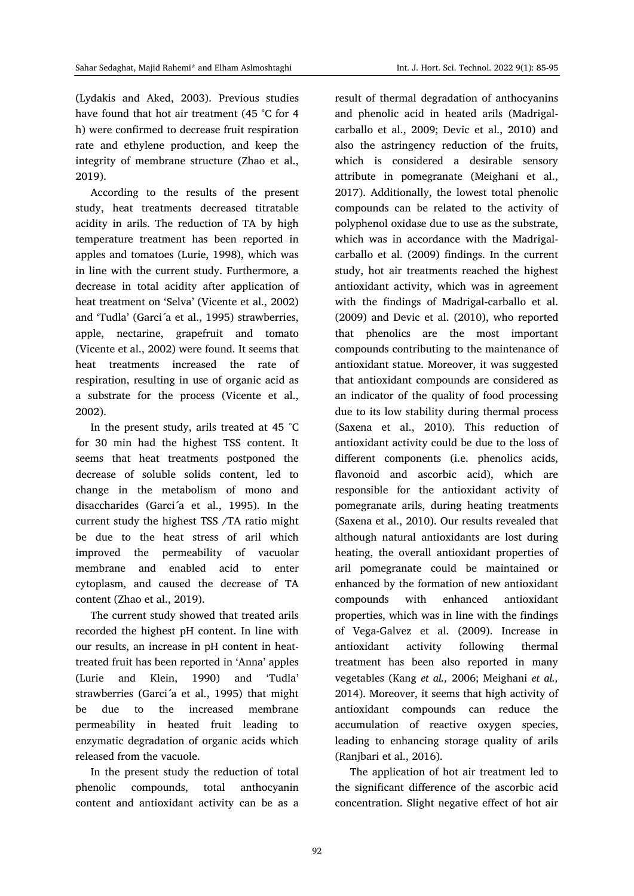(Lydakis and Aked, 2003). Previous studies have found that hot air treatment (45 ˚C for 4 h) were confirmed to decrease fruit respiration rate and ethylene production, and keep the integrity of membrane structure (Zhao et al., 2019).

According to the results of the present study, heat treatments decreased titratable acidity in arils. The reduction of TA by high temperature treatment has been reported in apples and tomatoes (Lurie, 1998), which was in line with the current study. Furthermore, a decrease in total acidity after application of heat treatment on 'Selva' (Vicente et al., 2002) and 'Tudla' (Garci´a et al., 1995) strawberries, apple, nectarine, grapefruit and tomato (Vicente et al., 2002) were found. It seems that heat treatments increased the rate of respiration, resulting in use of organic acid as a substrate for the process (Vicente et al., 2002).

In the present study, arils treated at 45 ˚C for 30 min had the highest TSS content. It seems that heat treatments postponed the decrease of soluble solids content, led to change in the metabolism of mono and disaccharides (Garci´a et al., 1995). In the current study the highest TSS /TA ratio might be due to the heat stress of aril which improved the permeability of vacuolar membrane and enabled acid to enter cytoplasm, and caused the decrease of TA content (Zhao et al., 2019).

The current study showed that treated arils recorded the highest pH content. In line with our results, an increase in pH content in heat-treated fruit has been reported in 'Anna' apples (Lurie and Klein, 1990) and 'Tudla' strawberries (Garci´a et al., 1995) that might be due to the increased membrane permeability in heated fruit leading to enzymatic degradation of organic acids which released from the vacuole.

In the present study the reduction of total phenolic compounds, total anthocyanin content and antioxidant activity can be as a result of thermal degradation of anthocyanins and phenolic acid in heated arils (Madrigal-carballo et al., 2009; Devic et al., 2010) and also the astringency reduction of the fruits, which is considered a desirable sensory attribute in pomegranate (Meighani et al., 2017). Additionally, the lowest total phenolic compounds can be related to the activity of polyphenol oxidase due to use as the substrate, which was in accordance with the Madrigal-carballo et al. (2009) findings. In the current study, hot air treatments reached the highest antioxidant activity, which was in agreement with the findings of Madrigal-carballo et al. (2009) and Devic et al. (2010), who reported that phenolics are the most important compounds contributing to the maintenance of antioxidant statue. Moreover, it was suggested that antioxidant compounds are considered as an indicator of the quality of food processing due to its low stability during thermal process (Saxena et al., 2010). This reduction of antioxidant activity could be due to the loss of different components (i.e. phenolics acids, flavonoid and ascorbic acid), which are responsible for the antioxidant activity of pomegranate arils, during heating treatments (Saxena et al., 2010). Our results revealed that although natural antioxidants are lost during heating, the overall antioxidant properties of aril pomegranate could be maintained or enhanced by the formation of new antioxidant compounds with enhanced antioxidant properties, which was in line with the findings of Vega-Galvez et al. (2009). Increase in antioxidant activity following thermal treatment has been also reported in many vegetables (Kang *et al.,* 2006; Meighani *et al.,* 2014). Moreover, it seems that high activity of antioxidant compounds can reduce the accumulation of reactive oxygen species, leading to enhancing storage quality of arils (Ranjbari et al., 2016).

The application of hot air treatment led to the significant difference of the ascorbic acid concentration. Slight negative effect of hot air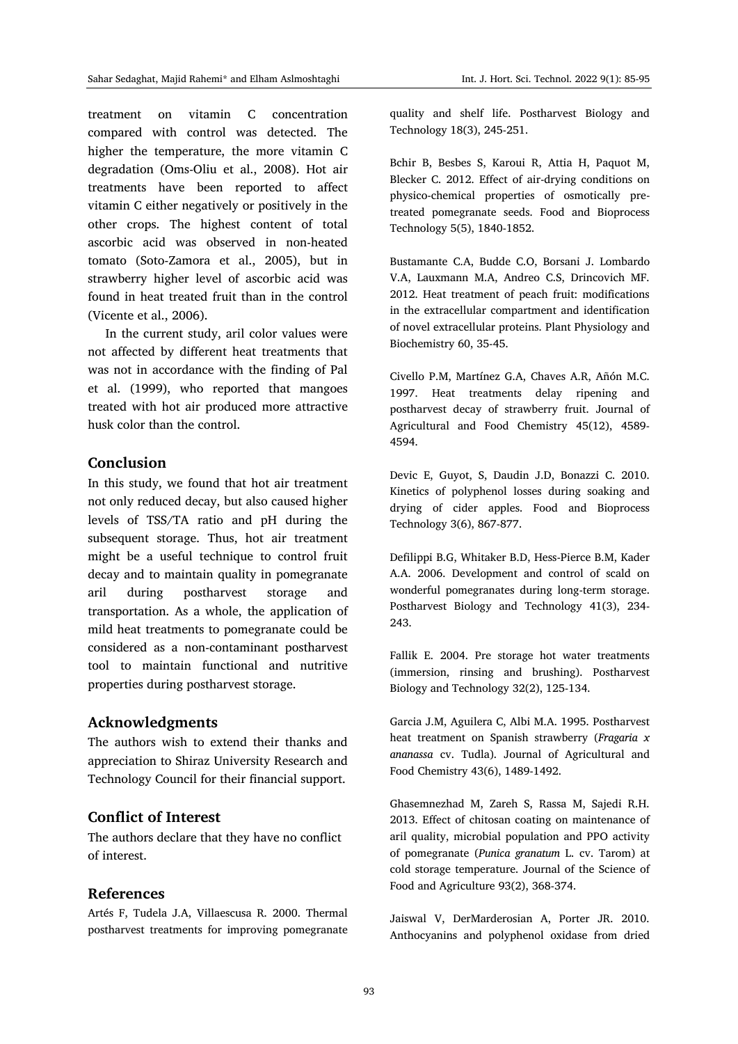treatment on vitamin C concentration compared with control was detected. The higher the temperature, the more vitamin C degradation (Oms-Oliu et al., 2008). Hot air treatments have been reported to affect vitamin C either negatively or positively in the other crops. The highest content of total ascorbic acid was observed in non-heated tomato (Soto-Zamora et al., 2005), but in strawberry higher level of ascorbic acid was found in heat treated fruit than in the control (Vicente et al., 2006).

In the current study, aril color values were not affected by different heat treatments that was not in accordance with the finding of Pal et al. (1999), who reported that mangoes treated with hot air produced more attractive husk color than the control.

## Conclusion

In this study, we found that hot air treatment not only reduced decay, but also caused higher levels of TSS/TA ratio and pH during the subsequent storage. Thus, hot air treatment might be a useful technique to control fruit decay and to maintain quality in pomegranate aril during postharvest storage and transportation. As a whole, the application of mild heat treatments to pomegranate could be considered as a non-contaminant postharvest tool to maintain functional and nutritive properties during postharvest storage.

## Acknowledgments

The authors wish to extend their thanks and appreciation to Shiraz University Research and Technology Council for their financial support.

## Conflict of Interest

The authors declare that they have no conflict of interest.

## References

Artés F, Tudela J.A, Villaescusa R. 2000. Thermal postharvest treatments for improving pomegranate quality and shelf life. Postharvest Biology and Technology 18(3), 245-251.

Bchir B, Besbes S, Karoui R, Attia H, Paquot M, Blecker C. 2012. Effect of air-drying conditions on physico-chemical properties of osmotically pre-treated pomegranate seeds. Food and Bioprocess Technology 5(5), 1840-1852.

Bustamante C.A, Budde C.O, Borsani J. Lombardo V.A, Lauxmann M.A, Andreo C.S, Drincovich MF. 2012. Heat treatment of peach fruit: modifications in the extracellular compartment and identification of novel extracellular proteins. Plant Physiology and Biochemistry 60, 35-45.

Civello P.M, Martínez G.A, Chaves A.R, Añón M.C. 1997. Heat treatments delay ripening and postharvest decay of strawberry fruit. Journal of Agricultural and Food Chemistry 45(12), 4589-4594.

Devic E, Guyot, S, Daudin J.D, Bonazzi C. 2010. Kinetics of polyphenol losses during soaking and drying of cider apples. Food and Bioprocess Technology 3(6), 867-877.

Defilippi B.G, Whitaker B.D, Hess-Pierce B.M, Kader A.A. 2006. Development and control of scald on wonderful pomegranates during long-term storage. Postharvest Biology and Technology 41(3), 234-243.

Fallik E. 2004. Pre storage hot water treatments (immersion, rinsing and brushing). Postharvest Biology and Technology 32(2), 125-134.

Garcia J.M, Aguilera C, Albi M.A. 1995. Postharvest heat treatment on Spanish strawberry (*Fragaria x ananassa* cv. Tudla). Journal of Agricultural and Food Chemistry 43(6), 1489-1492.

Ghasemnezhad M, Zareh S, Rassa M, Sajedi R.H. 2013. Effect of chitosan coating on maintenance of aril quality, microbial population and PPO activity of pomegranate (*Punica granatum* L. cv. Tarom) at cold storage temperature. Journal of the Science of Food and Agriculture 93(2), 368-374.

Jaiswal V, DerMarderosian A, Porter JR. 2010. Anthocyanins and polyphenol oxidase from dried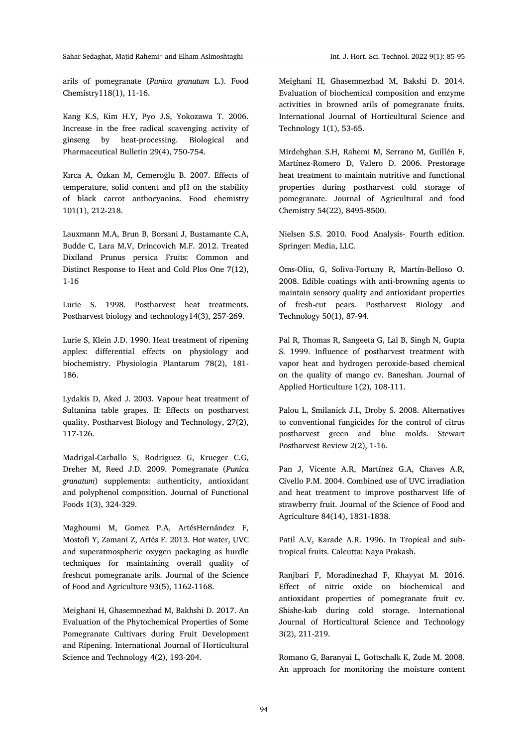arils of pomegranate (*Punica granatum* L.). Food Chemistry118(1), 11-16.

Kang K.S, Kim H.Y, Pyo J.S, Yokozawa T. 2006. Increase in the free radical scavenging activity of ginseng by heat-processing. Biological and Pharmaceutical Bulletin 29(4), 750-754.

Kırca A, Özkan M, Cemeroğlu B. 2007. Effects of temperature, solid content and pH on the stability of black carrot anthocyanins. Food chemistry 101(1), 212-218.

Lauxmann M.A, Brun B, Borsani J, Bustamante C.A, Budde C, Lara M.V, Drincovich M.F. 2012. Treated Dixiland Prunus persica Fruits: Common and Distinct Response to Heat and Cold Plos One 7(12), 1-16

Lurie S. 1998. Postharvest heat treatments. Postharvest biology and technology14(3), 257-269.

Lurie S, Klein J.D. 1990. Heat treatment of ripening apples: differential effects on physiology and biochemistry. Physiologia Plantarum 78(2), 181-186.

Lydakis D, Aked J. 2003. Vapour heat treatment of Sultanina table grapes. II: Effects on postharvest quality. Postharvest Biology and Technology, 27(2), 117-126.

Madrigal-Carballo S, Rodriguez G, Krueger C.G, Dreher M, Reed J.D. 2009. Pomegranate (*Punica granatum*) supplements: authenticity, antioxidant and polyphenol composition. Journal of Functional Foods 1(3), 324-329.

Maghoumi M, Gomez P.A, ArtésHernández F, Mostofi Y, Zamani Z, Artés F. 2013. Hot water, UVC and superatmospheric oxygen packaging as hurdle techniques for maintaining overall quality of freshcut pomegranate arils. Journal of the Science of Food and Agriculture 93(5), 1162-1168.

Meighani H, Ghasemnezhad M, Bakhshi D. 2017. An Evaluation of the Phytochemical Properties of Some Pomegranate Cultivars during Fruit Development and Ripening. International Journal of Horticultural Science and Technology 4(2), 193-204.

Meighani H, Ghasemnezhad M, Bakshi D. 2014. Evaluation of biochemical composition and enzyme activities in browned arils of pomegranate fruits. International Journal of Horticultural Science and Technology 1(1), 53-65.

Mirdehghan S.H, Rahemi M, Serrano M, Guillén F, Martínez-Romero D, Valero D. 2006. Prestorage heat treatment to maintain nutritive and functional properties during postharvest cold storage of pomegranate. Journal of Agricultural and food Chemistry 54(22), 8495-8500.

Nielsen S.S. 2010. Food Analysis- Fourth edition. Springer: Media, LLC.

Oms-Oliu, G, Soliva-Fortuny R, Martín-Belloso O. 2008. Edible coatings with anti-browning agents to maintain sensory quality and antioxidant properties of fresh-cut pears. Postharvest Biology and Technology 50(1), 87-94.

Pal R, Thomas R, Sangeeta G, Lal B, Singh N, Gupta S. 1999. Influence of postharvest treatment with vapor heat and hydrogen peroxide-based chemical on the quality of mango cv. Baneshan. Journal of Applied Horticulture 1(2), 108-111.

Palou L, Smilanick J.L, Droby S. 2008. Alternatives to conventional fungicides for the control of citrus postharvest green and blue molds. Stewart Postharvest Review 2(2), 1-16.

Pan J, Vicente A.R, Martínez G.A, Chaves A.R, Civello P.M. 2004. Combined use of UVC irradiation and heat treatment to improve postharvest life of strawberry fruit. Journal of the Science of Food and Agriculture 84(14), 1831-1838.

Patil A.V, Karade A.R. 1996. In Tropical and subtropical fruits. Calcutta: Naya Prakash.

Ranjbari F, Moradinezhad F, Khayyat M. 2016. Effect of nitric oxide on biochemical and antioxidant properties of pomegranate fruit cv. Shishe-kab during cold storage. International Journal of Horticultural Science and Technology 3(2), 211-219.

Romano G, Baranyai L, Gottschalk K, Zude M. 2008. An approach for monitoring the moisture content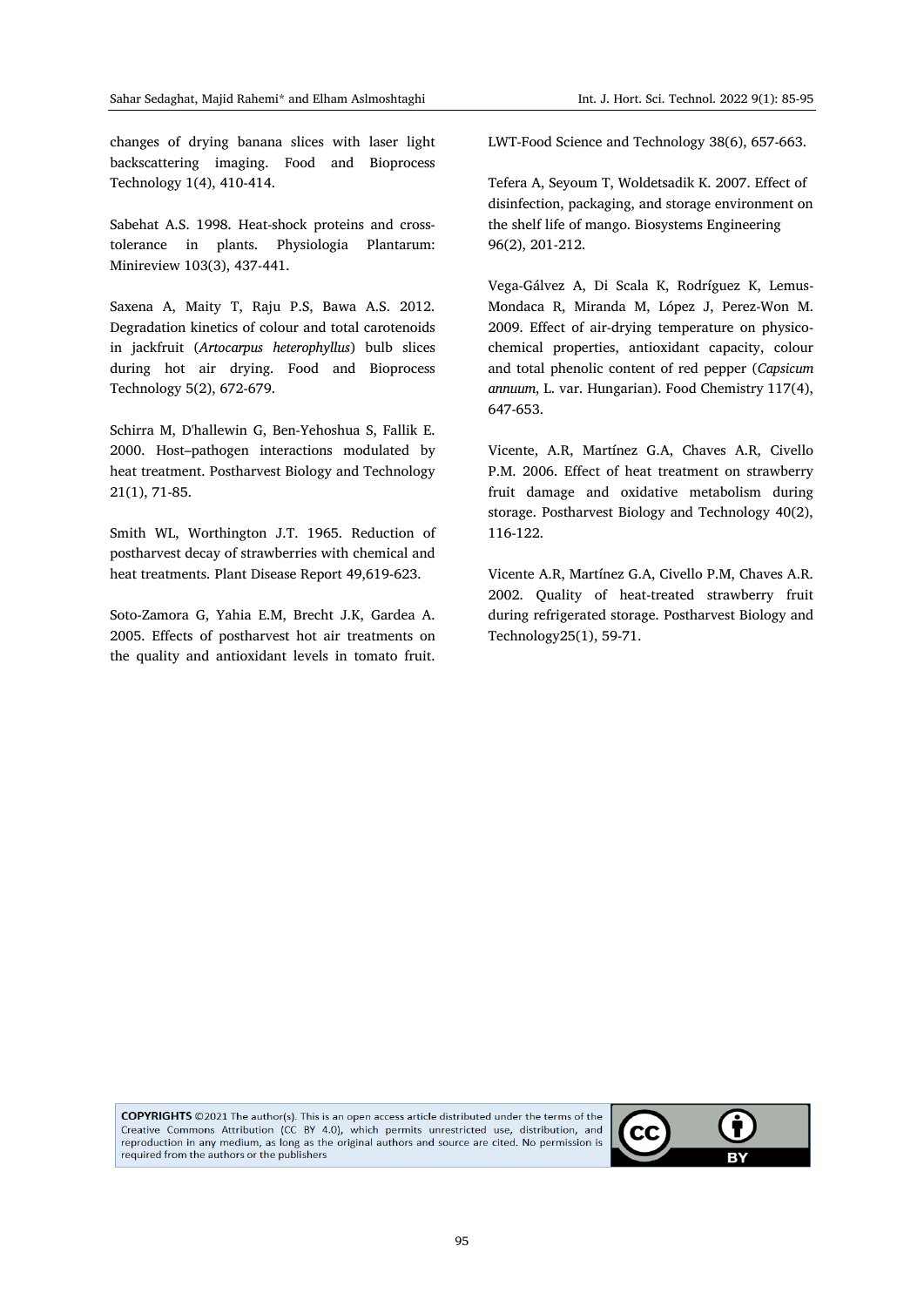changes of drying banana slices with laser light backscattering imaging. Food and Bioprocess Technology 1(4), 410-414.

Sabehat A.S. 1998. Heat-shock proteins and cross-tolerance in plants. Physiologia Plantarum: Minireview 103(3), 437-441.

Saxena A, Maity T, Raju P.S, Bawa A.S. 2012. Degradation kinetics of colour and total carotenoids in jackfruit (*Artocarpus heterophyllus*) bulb slices during hot air drying. Food and Bioprocess Technology 5(2), 672-679.

Schirra M, D'hallewin G, Ben-Yehoshua S, Fallik E. 2000. Host–pathogen interactions modulated by heat treatment. Postharvest Biology and Technology 21(1), 71-85.

Smith WL, Worthington J.T. 1965. Reduction of postharvest decay of strawberries with chemical and heat treatments. Plant Disease Report 49,619-623.

Soto-Zamora G, Yahia E.M, Brecht J.K, Gardea A. 2005. Effects of postharvest hot air treatments on the quality and antioxidant levels in tomato fruit. LWT-Food Science and Technology 38(6), 657-663.

Tefera A, Seyoum T, Woldetsadik K. 2007. Effect of disinfection, packaging, and storage environment on the shelf life of mango. Biosystems Engineering 96(2), 201-212.

Vega-Gálvez A, Di Scala K, Rodríguez K, Lemus-Mondaca R, Miranda M, López J, Perez-Won M. 2009. Effect of air-drying temperature on physico-chemical properties, antioxidant capacity, colour and total phenolic content of red pepper (*Capsicum annuum*, L. var. Hungarian). Food Chemistry 117(4), 647-653.

Vicente, A.R, Martínez G.A, Chaves A.R, Civello P.M. 2006. Effect of heat treatment on strawberry fruit damage and oxidative metabolism during storage. Postharvest Biology and Technology 40(2), 116-122.

Vicente A.R, Martínez G.A, Civello P.M, Chaves A.R. 2002. Quality of heat-treated strawberry fruit during refrigerated storage. Postharvest Biology and Technology25(1), 59-71.

**COPYRIGHTS** ©2021 The author(s). This is an open access article distributed under the terms of the Creative Commons Attribution (CC BY 4.0), which permits unrestricted use, distribution, and reproduction in any medium, as long as the original authors and source are cited. No permission is required from the authors or the publishers